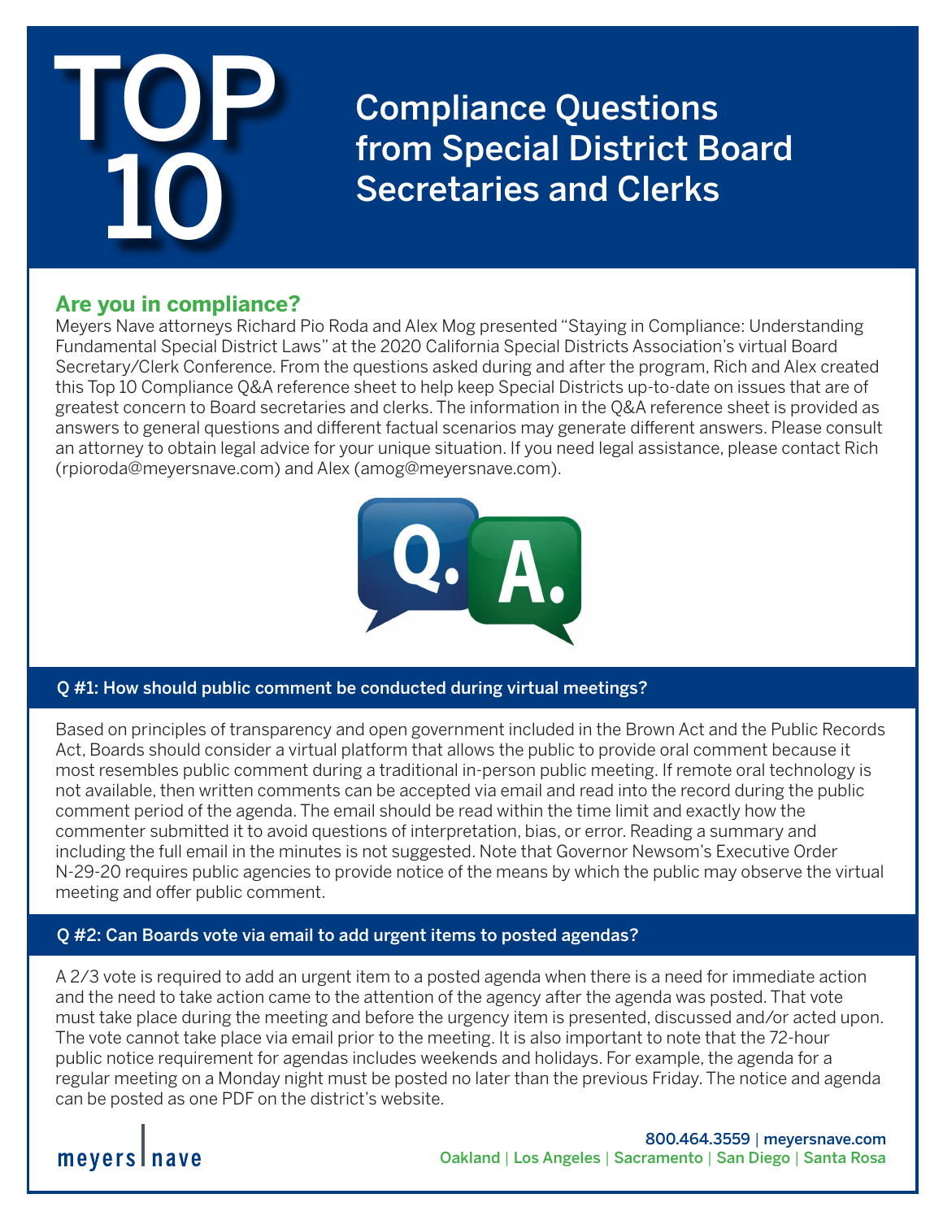# TOP 10 Compliance Questions from Special District Board Secretaries and Clerks

## Are you in compliance?

Meyers Nave attorneys Richard Pio Roda and Alex Mog presented “Staying in Compliance: Understanding Fundamental Special District Laws” at the 2020 California Special Districts Association’s virtual Board Secretary/Clerk Conference. From the questions asked during and after the program, Rich and Alex created this Top 10 Compliance Q&A reference sheet to help keep Special Districts up-to-date on issues that are of greatest concern to Board secretaries and clerks. The information in the Q&A reference sheet is provided as answers to general questions and different factual scenarios may generate different answers. Please consult an attorney to obtain legal advice for your unique situation. If you need legal assistance, please contact Rich (rpioroda@meyersnave.com) and Alex (amog@meyersnave.com).

### Q #1: How should public comment be conducted during virtual meetings?

Based on principles of transparency and open government included in the Brown Act and the Public Records Act, Boards should consider a virtual platform that allows the public to provide oral comment because it most resembles public comment during a traditional in-person public meeting. If remote oral technology is not available, then written comments can be accepted via email and read into the record during the public comment period of the agenda. The email should be read within the time limit and exactly how the commenter submitted it to avoid questions of interpretation, bias, or error. Reading a summary and including the full email in the minutes is not suggested. Note that Governor Newsom’s Executive Order N-29-20 requires public agencies to provide notice of the means by which the public may observe the virtual meeting and offer public comment.

### Q #2: Can Boards vote via email to add urgent items to posted agendas?

A 2/3 vote is required to add an urgent item to a posted agenda when there is a need for immediate action and the need to take action came to the attention of the agency after the agenda was posted. That vote must take place during the meeting and before the urgency item is presented, discussed and/or acted upon. The vote cannot take place via email prior to the meeting. It is also important to note that the 72-hour public notice requirement for agendas includes weekends and holidays. For example, the agenda for a regular meeting on a Monday night must be posted no later than the previous Friday. The notice and agenda can be posted as one PDF on the district’s website.

meyers | nave

800.464.3559 | meyersnave.com
Oakland | Los Angeles | Sacramento | San Diego | Santa Rosa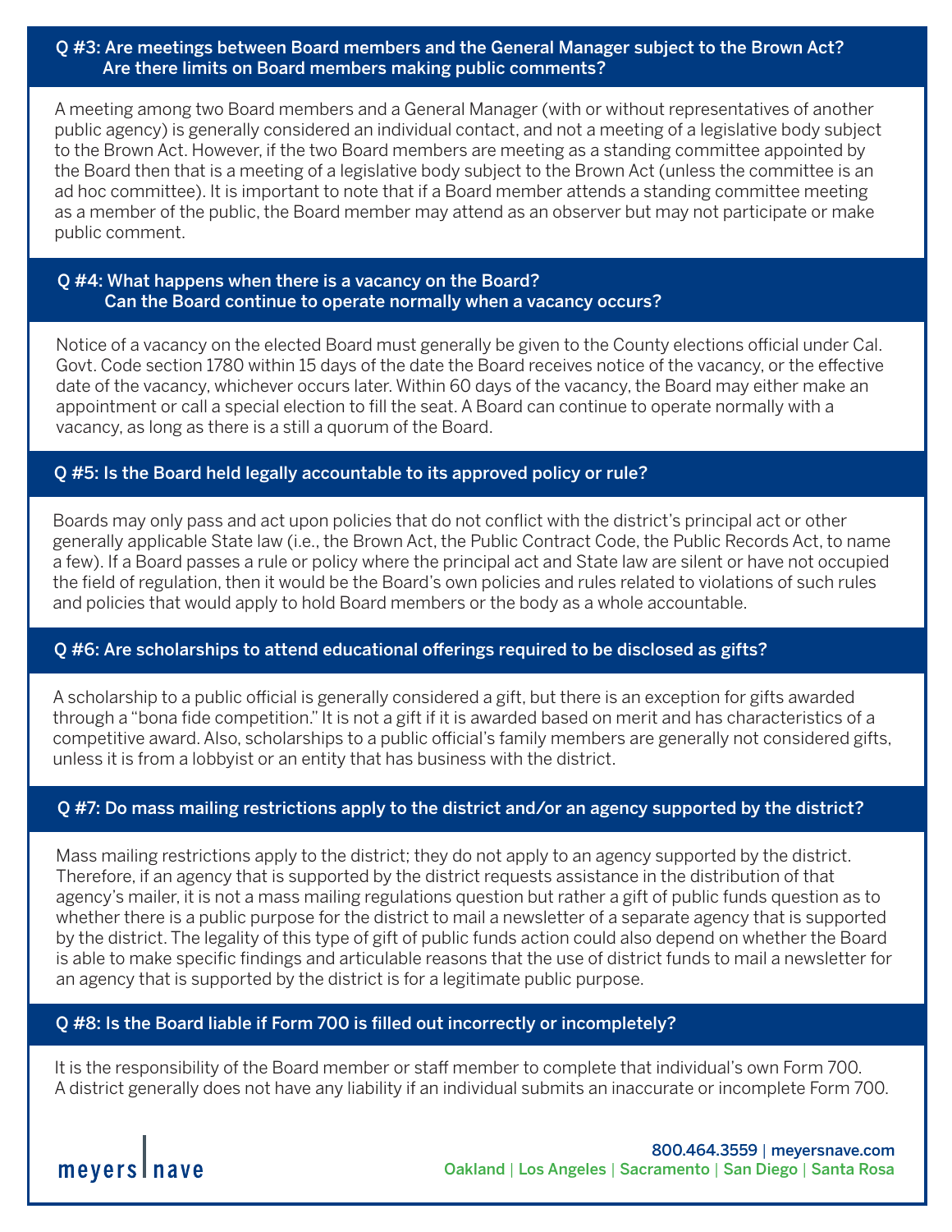## Q #3: Are meetings between Board members and the General Manager subject to the Brown Act? Are there limits on Board members making public comments?

A meeting among two Board members and a General Manager (with or without representatives of another public agency) is generally considered an individual contact, and not a meeting of a legislative body subject to the Brown Act. However, if the two Board members are meeting as a standing committee appointed by the Board then that is a meeting of a legislative body subject to the Brown Act (unless the committee is an ad hoc committee). It is important to note that if a Board member attends a standing committee meeting as a member of the public, the Board member may attend as an observer but may not participate or make public comment.

## Q #4: What happens when there is a vacancy on the Board? Can the Board continue to operate normally when a vacancy occurs?

Notice of a vacancy on the elected Board must generally be given to the County elections official under Cal. Govt. Code section 1780 within 15 days of the date the Board receives notice of the vacancy, or the effective date of the vacancy, whichever occurs later. Within 60 days of the vacancy, the Board may either make an appointment or call a special election to fill the seat. A Board can continue to operate normally with a vacancy, as long as there is a still a quorum of the Board.

## Q #5: Is the Board held legally accountable to its approved policy or rule?

Boards may only pass and act upon policies that do not conflict with the district's principal act or other generally applicable State law (i.e., the Brown Act, the Public Contract Code, the Public Records Act, to name a few). If a Board passes a rule or policy where the principal act and State law are silent or have not occupied the field of regulation, then it would be the Board's own policies and rules related to violations of such rules and policies that would apply to hold Board members or the body as a whole accountable.

## Q #6: Are scholarships to attend educational offerings required to be disclosed as gifts?

A scholarship to a public official is generally considered a gift, but there is an exception for gifts awarded through a "bona fide competition." It is not a gift if it is awarded based on merit and has characteristics of a competitive award. Also, scholarships to a public official's family members are generally not considered gifts, unless it is from a lobbyist or an entity that has business with the district.

## Q #7: Do mass mailing restrictions apply to the district and/or an agency supported by the district?

Mass mailing restrictions apply to the district; they do not apply to an agency supported by the district. Therefore, if an agency that is supported by the district requests assistance in the distribution of that agency's mailer, it is not a mass mailing regulations question but rather a gift of public funds question as to whether there is a public purpose for the district to mail a newsletter of a separate agency that is supported by the district. The legality of this type of gift of public funds action could also depend on whether the Board is able to make specific findings and articulable reasons that the use of district funds to mail a newsletter for an agency that is supported by the district is for a legitimate public purpose.

## Q #8: Is the Board liable if Form 700 is filled out incorrectly or incompletely?

It is the responsibility of the Board member or staff member to complete that individual's own Form 700. A district generally does not have any liability if an individual submits an inaccurate or incomplete Form 700.

meyers | nave

800.464.3559 | meyersnave.com
Oakland | Los Angeles | Sacramento | San Diego | Santa Rosa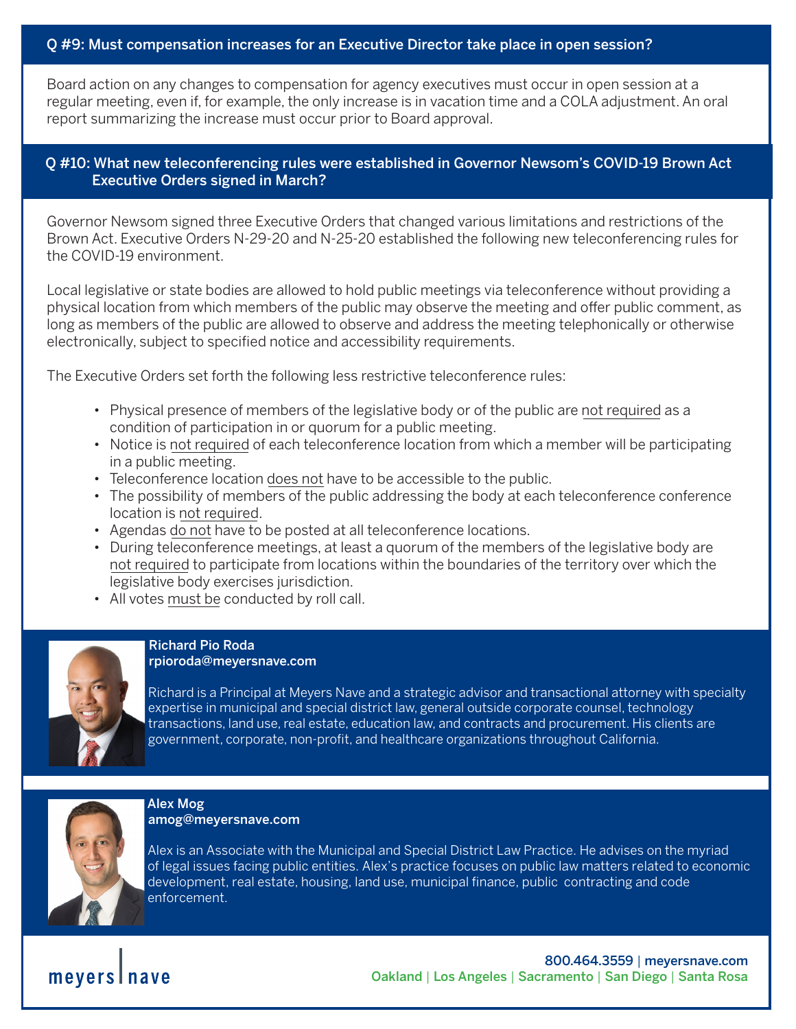## Q #9: Must compensation increases for an Executive Director take place in open session?

Board action on any changes to compensation for agency executives must occur in open session at a regular meeting, even if, for example, the only increase is in vacation time and a COLA adjustment. An oral report summarizing the increase must occur prior to Board approval.

## Q #10: What new teleconferencing rules were established in Governor Newsom's COVID-19 Brown Act Executive Orders signed in March?

Governor Newsom signed three Executive Orders that changed various limitations and restrictions of the Brown Act. Executive Orders N-29-20 and N-25-20 established the following new teleconferencing rules for the COVID-19 environment.

Local legislative or state bodies are allowed to hold public meetings via teleconference without providing a physical location from which members of the public may observe the meeting and offer public comment, as long as members of the public are allowed to observe and address the meeting telephonically or otherwise electronically, subject to specified notice and accessibility requirements.

The Executive Orders set forth the following less restrictive teleconference rules:

- Physical presence of members of the legislative body or of the public are <u>not required</u> as a condition of participation in or quorum for a public meeting.
- Notice is <u>not required</u> of each teleconference location from which a member will be participating in a public meeting.
- Teleconference location <u>does not</u> have to be accessible to the public.
- The possibility of members of the public addressing the body at each teleconference conference location is <u>not required</u>.
- Agendas <u>do not</u> have to be posted at all teleconference locations.
- During teleconference meetings, at least a quorum of the members of the legislative body are <u>not required</u> to participate from locations within the boundaries of the territory over which the legislative body exercises jurisdiction.
- All votes <u>must be</u> conducted by roll call.

**Richard Pio Roda**
**rpioroda@meyersnave.com**

Richard is a Principal at Meyers Nave and a strategic advisor and transactional attorney with specialty expertise in municipal and special district law, general outside corporate counsel, technology transactions, land use, real estate, education law, and contracts and procurement. His clients are government, corporate, non-profit, and healthcare organizations throughout California.

**Alex Mog**
**amog@meyersnave.com**

Alex is an Associate with the Municipal and Special District Law Practice. He advises on the myriad of legal issues facing public entities. Alex's practice focuses on public law matters related to economic development, real estate, housing, land use, municipal finance, public contracting and code enforcement.

meyers | nave

**800.464.3559 | meyersnave.com**
**Oakland | Los Angeles | Sacramento | San Diego | Santa Rosa**